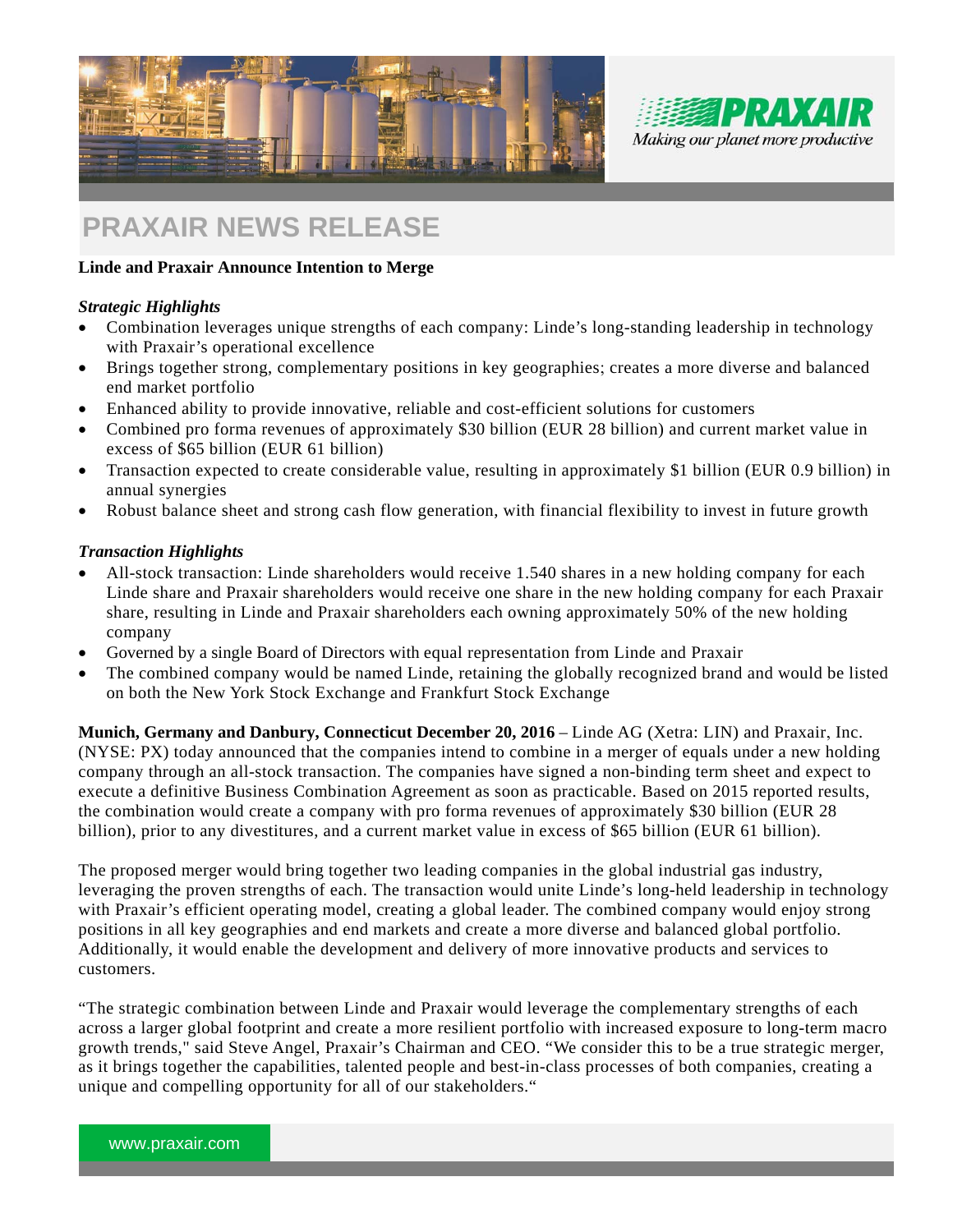# PRAXAIR NEWS RELEASE

**Linde and Praxair Announce Intention to Merge**

***Strategic Highlights***

- Combination leverages unique strengths of each company: Linde's long-standing leadership in technology with Praxair's operational excellence
- Brings together strong, complementary positions in key geographies; creates a more diverse and balanced end market portfolio
- Enhanced ability to provide innovative, reliable and cost-efficient solutions for customers
- Combined pro forma revenues of approximately $30 billion (EUR 28 billion) and current market value in excess of $65 billion (EUR 61 billion)
- Transaction expected to create considerable value, resulting in approximately $1 billion (EUR 0.9 billion) in annual synergies
- Robust balance sheet and strong cash flow generation, with financial flexibility to invest in future growth

***Transaction Highlights***

- All-stock transaction: Linde shareholders would receive 1.540 shares in a new holding company for each Linde share and Praxair shareholders would receive one share in the new holding company for each Praxair share, resulting in Linde and Praxair shareholders each owning approximately 50% of the new holding company
- Governed by a single Board of Directors with equal representation from Linde and Praxair
- The combined company would be named Linde, retaining the globally recognized brand and would be listed on both the New York Stock Exchange and Frankfurt Stock Exchange

**Munich, Germany and Danbury, Connecticut December 20, 2016** – Linde AG (Xetra: LIN) and Praxair, Inc. (NYSE: PX) today announced that the companies intend to combine in a merger of equals under a new holding company through an all-stock transaction. The companies have signed a non-binding term sheet and expect to execute a definitive Business Combination Agreement as soon as practicable. Based on 2015 reported results, the combination would create a company with pro forma revenues of approximately $30 billion (EUR 28 billion), prior to any divestitures, and a current market value in excess of $65 billion (EUR 61 billion).

The proposed merger would bring together two leading companies in the global industrial gas industry, leveraging the proven strengths of each. The transaction would unite Linde's long-held leadership in technology with Praxair's efficient operating model, creating a global leader. The combined company would enjoy strong positions in all key geographies and end markets and create a more diverse and balanced global portfolio. Additionally, it would enable the development and delivery of more innovative products and services to customers.

"The strategic combination between Linde and Praxair would leverage the complementary strengths of each across a larger global footprint and create a more resilient portfolio with increased exposure to long-term macro growth trends," said Steve Angel, Praxair's Chairman and CEO. "We consider this to be a true strategic merger, as it brings together the capabilities, talented people and best-in-class processes of both companies, creating a unique and compelling opportunity for all of our stakeholders."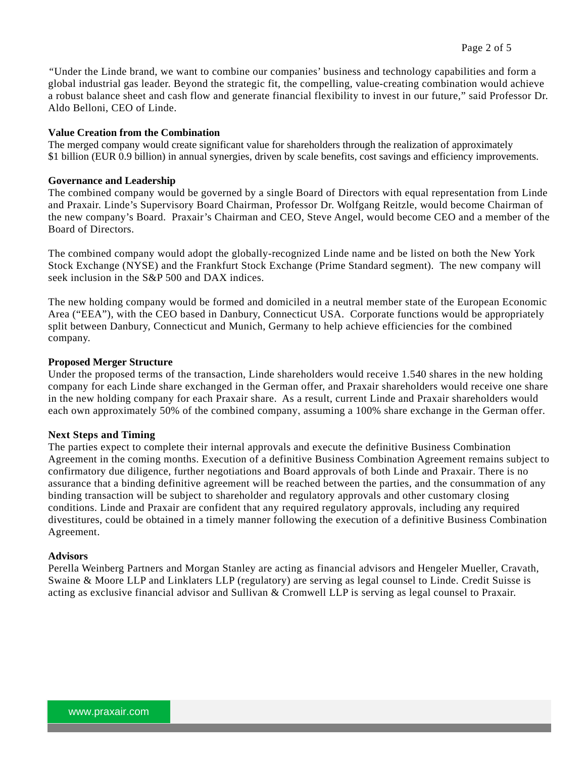"Under the Linde brand, we want to combine our companies' business and technology capabilities and form a global industrial gas leader. Beyond the strategic fit, the compelling, value-creating combination would achieve a robust balance sheet and cash flow and generate financial flexibility to invest in our future," said Professor Dr. Aldo Belloni, CEO of Linde.

**Value Creation from the Combination**

The merged company would create significant value for shareholders through the realization of approximately $1 billion (EUR 0.9 billion) in annual synergies, driven by scale benefits, cost savings and efficiency improvements.

**Governance and Leadership**

The combined company would be governed by a single Board of Directors with equal representation from Linde and Praxair. Linde's Supervisory Board Chairman, Professor Dr. Wolfgang Reitzle, would become Chairman of the new company's Board. Praxair's Chairman and CEO, Steve Angel, would become CEO and a member of the Board of Directors.

The combined company would adopt the globally-recognized Linde name and be listed on both the New York Stock Exchange (NYSE) and the Frankfurt Stock Exchange (Prime Standard segment). The new company will seek inclusion in the S&P 500 and DAX indices.

The new holding company would be formed and domiciled in a neutral member state of the European Economic Area ("EEA"), with the CEO based in Danbury, Connecticut USA. Corporate functions would be appropriately split between Danbury, Connecticut and Munich, Germany to help achieve efficiencies for the combined company.

**Proposed Merger Structure**

Under the proposed terms of the transaction, Linde shareholders would receive 1.540 shares in the new holding company for each Linde share exchanged in the German offer, and Praxair shareholders would receive one share in the new holding company for each Praxair share. As a result, current Linde and Praxair shareholders would each own approximately 50% of the combined company, assuming a 100% share exchange in the German offer.

**Next Steps and Timing**

The parties expect to complete their internal approvals and execute the definitive Business Combination Agreement in the coming months. Execution of a definitive Business Combination Agreement remains subject to confirmatory due diligence, further negotiations and Board approvals of both Linde and Praxair. There is no assurance that a binding definitive agreement will be reached between the parties, and the consummation of any binding transaction will be subject to shareholder and regulatory approvals and other customary closing conditions. Linde and Praxair are confident that any required regulatory approvals, including any required divestitures, could be obtained in a timely manner following the execution of a definitive Business Combination Agreement.

**Advisors**

Perella Weinberg Partners and Morgan Stanley are acting as financial advisors and Hengeler Mueller, Cravath, Swaine & Moore LLP and Linklaters LLP (regulatory) are serving as legal counsel to Linde. Credit Suisse is acting as exclusive financial advisor and Sullivan & Cromwell LLP is serving as legal counsel to Praxair.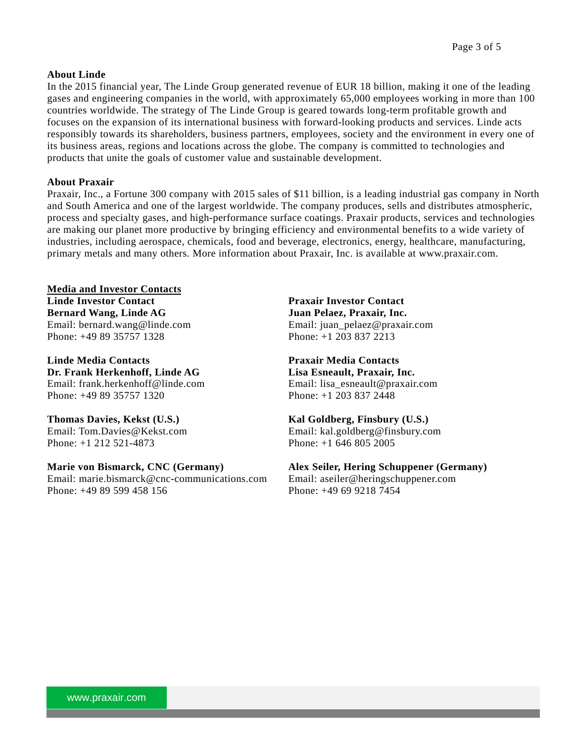**About Linde**

In the 2015 financial year, The Linde Group generated revenue of EUR 18 billion, making it one of the leading gases and engineering companies in the world, with approximately 65,000 employees working in more than 100 countries worldwide. The strategy of The Linde Group is geared towards long-term profitable growth and focuses on the expansion of its international business with forward-looking products and services. Linde acts responsibly towards its shareholders, business partners, employees, society and the environment in every one of its business areas, regions and locations across the globe. The company is committed to technologies and products that unite the goals of customer value and sustainable development.

**About Praxair**

Praxair, Inc., a Fortune 300 company with 2015 sales of $11 billion, is a leading industrial gas company in North and South America and one of the largest worldwide. The company produces, sells and distributes atmospheric, process and specialty gases, and high-performance surface coatings. Praxair products, services and technologies are making our planet more productive by bringing efficiency and environmental benefits to a wide variety of industries, including aerospace, chemicals, food and beverage, electronics, energy, healthcare, manufacturing, primary metals and many others. More information about Praxair, Inc. is available at www.praxair.com.

**Media and Investor Contacts**

**Linde Investor Contact**
**Bernard Wang, Linde AG**
Email: bernard.wang@linde.com
Phone: +49 89 35757 1328

**Linde Media Contacts**
**Dr. Frank Herkenhoff, Linde AG**
Email: frank.herkenhoff@linde.com
Phone: +49 89 35757 1320

**Thomas Davies, Kekst (U.S.)**
Email: Tom.Davies@Kekst.com
Phone: +1 212 521-4873

**Marie von Bismarck, CNC (Germany)**
Email: marie.bismarck@cnc-communications.com
Phone: +49 89 599 458 156

**Praxair Investor Contact**
**Juan Pelaez, Praxair, Inc.**
Email: juan_pelaez@praxair.com
Phone: +1 203 837 2213

**Praxair Media Contacts**
**Lisa Esneault, Praxair, Inc.**
Email: lisa_esneault@praxair.com
Phone: +1 203 837 2448

**Kal Goldberg, Finsbury (U.S.)**
Email: kal.goldberg@finsbury.com
Phone: +1 646 805 2005

**Alex Seiler, Hering Schuppener (Germany)**
Email: aseiler@heringschuppener.com
Phone: +49 69 9218 7454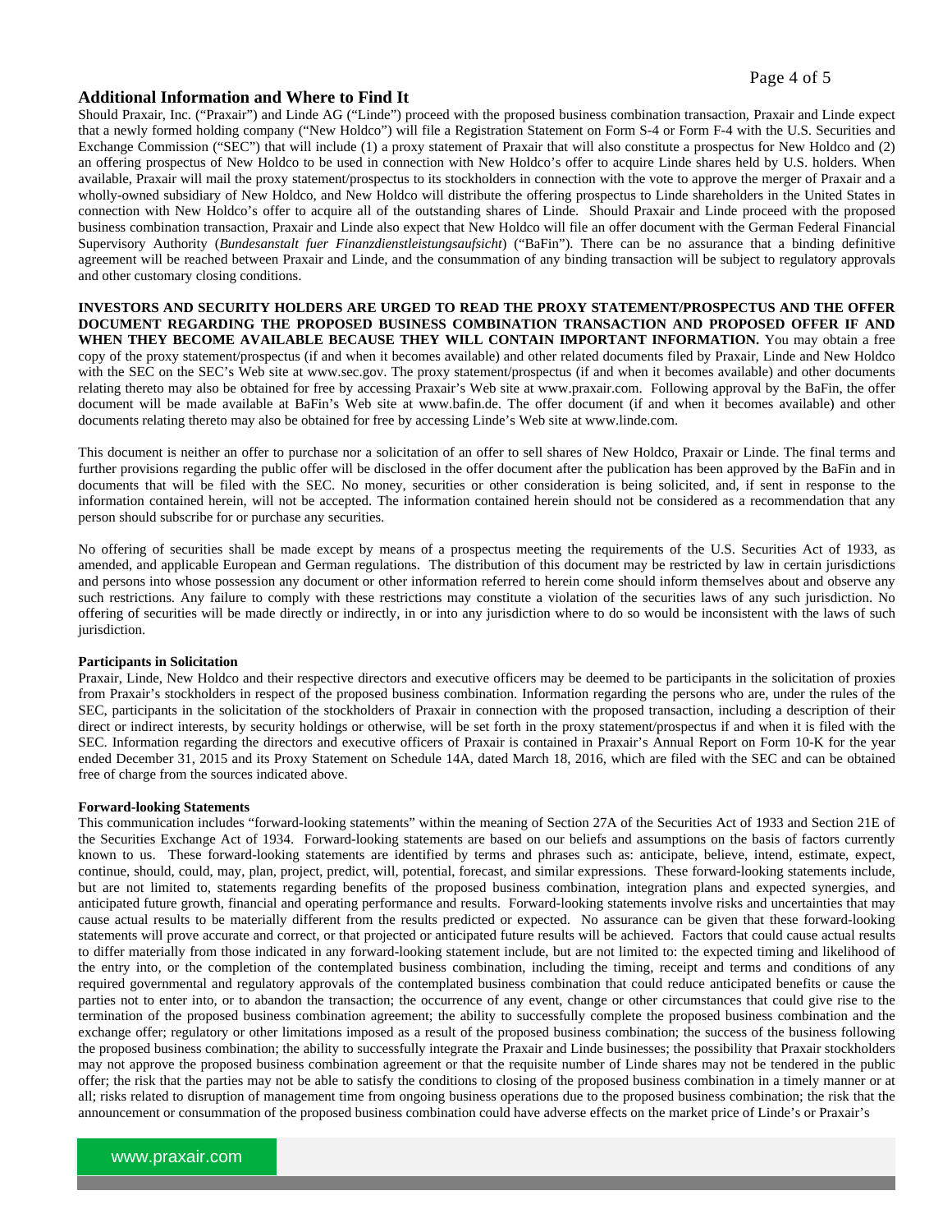## Additional Information and Where to Find It

Should Praxair, Inc. ("Praxair") and Linde AG ("Linde") proceed with the proposed business combination transaction, Praxair and Linde expect that a newly formed holding company ("New Holdco") will file a Registration Statement on Form S-4 or Form F-4 with the U.S. Securities and Exchange Commission ("SEC") that will include (1) a proxy statement of Praxair that will also constitute a prospectus for New Holdco and (2) an offering prospectus of New Holdco to be used in connection with New Holdco's offer to acquire Linde shares held by U.S. holders. When available, Praxair will mail the proxy statement/prospectus to its stockholders in connection with the vote to approve the merger of Praxair and a wholly-owned subsidiary of New Holdco, and New Holdco will distribute the offering prospectus to Linde shareholders in the United States in connection with New Holdco's offer to acquire all of the outstanding shares of Linde. Should Praxair and Linde proceed with the proposed business combination transaction, Praxair and Linde also expect that New Holdco will file an offer document with the German Federal Financial Supervisory Authority (*Bundesanstalt fuer Finanzdienstleistungsaufsicht*) ("BaFin"). There can be no assurance that a binding definitive agreement will be reached between Praxair and Linde, and the consummation of any binding transaction will be subject to regulatory approvals and other customary closing conditions.

**INVESTORS AND SECURITY HOLDERS ARE URGED TO READ THE PROXY STATEMENT/PROSPECTUS AND THE OFFER DOCUMENT REGARDING THE PROPOSED BUSINESS COMBINATION TRANSACTION AND PROPOSED OFFER IF AND WHEN THEY BECOME AVAILABLE BECAUSE THEY WILL CONTAIN IMPORTANT INFORMATION.** You may obtain a free copy of the proxy statement/prospectus (if and when it becomes available) and other related documents filed by Praxair, Linde and New Holdco with the SEC on the SEC's Web site at www.sec.gov. The proxy statement/prospectus (if and when it becomes available) and other documents relating thereto may also be obtained for free by accessing Praxair's Web site at www.praxair.com. Following approval by the BaFin, the offer document will be made available at BaFin's Web site at www.bafin.de. The offer document (if and when it becomes available) and other documents relating thereto may also be obtained for free by accessing Linde's Web site at www.linde.com.

This document is neither an offer to purchase nor a solicitation of an offer to sell shares of New Holdco, Praxair or Linde. The final terms and further provisions regarding the public offer will be disclosed in the offer document after the publication has been approved by the BaFin and in documents that will be filed with the SEC. No money, securities or other consideration is being solicited, and, if sent in response to the information contained herein, will not be accepted. The information contained herein should not be considered as a recommendation that any person should subscribe for or purchase any securities.

No offering of securities shall be made except by means of a prospectus meeting the requirements of the U.S. Securities Act of 1933, as amended, and applicable European and German regulations. The distribution of this document may be restricted by law in certain jurisdictions and persons into whose possession any document or other information referred to herein come should inform themselves about and observe any such restrictions. Any failure to comply with these restrictions may constitute a violation of the securities laws of any such jurisdiction. No offering of securities will be made directly or indirectly, in or into any jurisdiction where to do so would be inconsistent with the laws of such jurisdiction.

#### Participants in Solicitation

Praxair, Linde, New Holdco and their respective directors and executive officers may be deemed to be participants in the solicitation of proxies from Praxair's stockholders in respect of the proposed business combination. Information regarding the persons who are, under the rules of the SEC, participants in the solicitation of the stockholders of Praxair in connection with the proposed transaction, including a description of their direct or indirect interests, by security holdings or otherwise, will be set forth in the proxy statement/prospectus if and when it is filed with the SEC. Information regarding the directors and executive officers of Praxair is contained in Praxair's Annual Report on Form 10-K for the year ended December 31, 2015 and its Proxy Statement on Schedule 14A, dated March 18, 2016, which are filed with the SEC and can be obtained free of charge from the sources indicated above.

#### Forward-looking Statements

This communication includes "forward-looking statements" within the meaning of Section 27A of the Securities Act of 1933 and Section 21E of the Securities Exchange Act of 1934. Forward-looking statements are based on our beliefs and assumptions on the basis of factors currently known to us. These forward-looking statements are identified by terms and phrases such as: anticipate, believe, intend, estimate, expect, continue, should, could, may, plan, project, predict, will, potential, forecast, and similar expressions. These forward-looking statements include, but are not limited to, statements regarding benefits of the proposed business combination, integration plans and expected synergies, and anticipated future growth, financial and operating performance and results. Forward-looking statements involve risks and uncertainties that may cause actual results to be materially different from the results predicted or expected. No assurance can be given that these forward-looking statements will prove accurate and correct, or that projected or anticipated future results will be achieved. Factors that could cause actual results to differ materially from those indicated in any forward-looking statement include, but are not limited to: the expected timing and likelihood of the entry into, or the completion of the contemplated business combination, including the timing, receipt and terms and conditions of any required governmental and regulatory approvals of the contemplated business combination that could reduce anticipated benefits or cause the parties not to enter into, or to abandon the transaction; the occurrence of any event, change or other circumstances that could give rise to the termination of the proposed business combination agreement; the ability to successfully complete the proposed business combination and the exchange offer; regulatory or other limitations imposed as a result of the proposed business combination; the success of the business following the proposed business combination; the ability to successfully integrate the Praxair and Linde businesses; the possibility that Praxair stockholders may not approve the proposed business combination agreement or that the requisite number of Linde shares may not be tendered in the public offer; the risk that the parties may not be able to satisfy the conditions to closing of the proposed business combination in a timely manner or at all; risks related to disruption of management time from ongoing business operations due to the proposed business combination; the risk that the announcement or consummation of the proposed business combination could have adverse effects on the market price of Linde's or Praxair's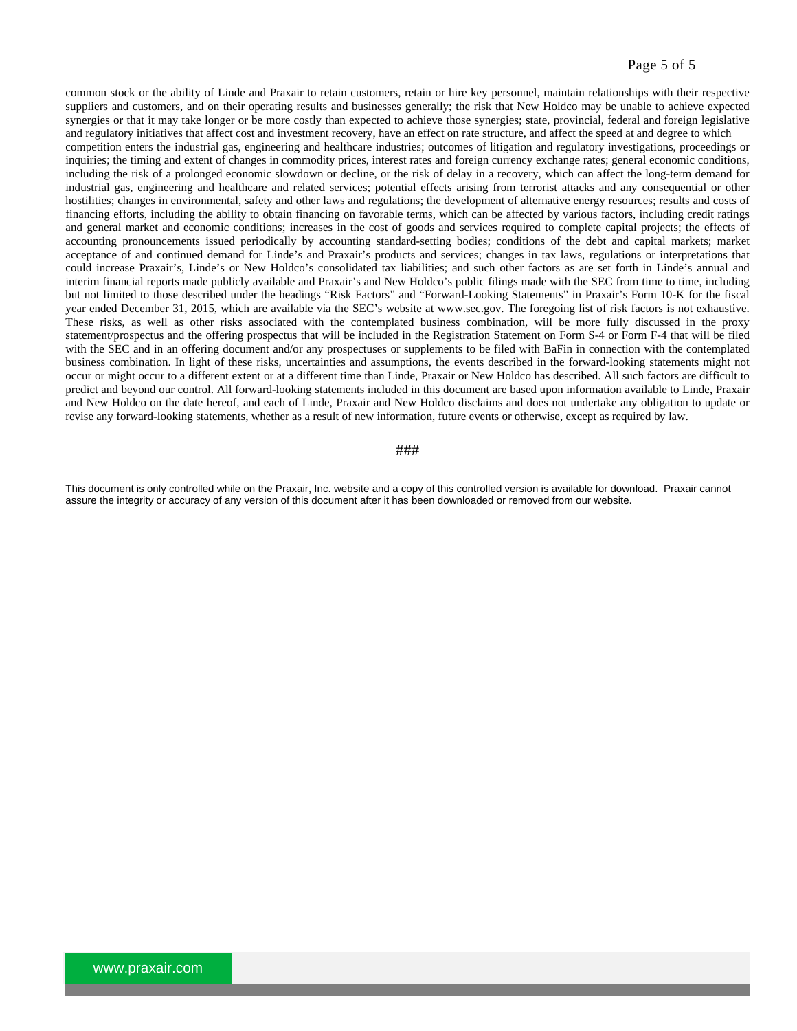common stock or the ability of Linde and Praxair to retain customers, retain or hire key personnel, maintain relationships with their respective suppliers and customers, and on their operating results and businesses generally; the risk that New Holdco may be unable to achieve expected synergies or that it may take longer or be more costly than expected to achieve those synergies; state, provincial, federal and foreign legislative and regulatory initiatives that affect cost and investment recovery, have an effect on rate structure, and affect the speed at and degree to which competition enters the industrial gas, engineering and healthcare industries; outcomes of litigation and regulatory investigations, proceedings or inquiries; the timing and extent of changes in commodity prices, interest rates and foreign currency exchange rates; general economic conditions, including the risk of a prolonged economic slowdown or decline, or the risk of delay in a recovery, which can affect the long-term demand for industrial gas, engineering and healthcare and related services; potential effects arising from terrorist attacks and any consequential or other hostilities; changes in environmental, safety and other laws and regulations; the development of alternative energy resources; results and costs of financing efforts, including the ability to obtain financing on favorable terms, which can be affected by various factors, including credit ratings and general market and economic conditions; increases in the cost of goods and services required to complete capital projects; the effects of accounting pronouncements issued periodically by accounting standard-setting bodies; conditions of the debt and capital markets; market acceptance of and continued demand for Linde's and Praxair's products and services; changes in tax laws, regulations or interpretations that could increase Praxair's, Linde's or New Holdco's consolidated tax liabilities; and such other factors as are set forth in Linde's annual and interim financial reports made publicly available and Praxair's and New Holdco's public filings made with the SEC from time to time, including but not limited to those described under the headings "Risk Factors" and "Forward-Looking Statements" in Praxair's Form 10-K for the fiscal year ended December 31, 2015, which are available via the SEC's website at www.sec.gov. The foregoing list of risk factors is not exhaustive. These risks, as well as other risks associated with the contemplated business combination, will be more fully discussed in the proxy statement/prospectus and the offering prospectus that will be included in the Registration Statement on Form S-4 or Form F-4 that will be filed with the SEC and in an offering document and/or any prospectuses or supplements to be filed with BaFin in connection with the contemplated business combination. In light of these risks, uncertainties and assumptions, the events described in the forward-looking statements might not occur or might occur to a different extent or at a different time than Linde, Praxair or New Holdco has described. All such factors are difficult to predict and beyond our control. All forward-looking statements included in this document are based upon information available to Linde, Praxair and New Holdco on the date hereof, and each of Linde, Praxair and New Holdco disclaims and does not undertake any obligation to update or revise any forward-looking statements, whether as a result of new information, future events or otherwise, except as required by law.

###

This document is only controlled while on the Praxair, Inc. website and a copy of this controlled version is available for download. Praxair cannot assure the integrity or accuracy of any version of this document after it has been downloaded or removed from our website.

www.praxair.com